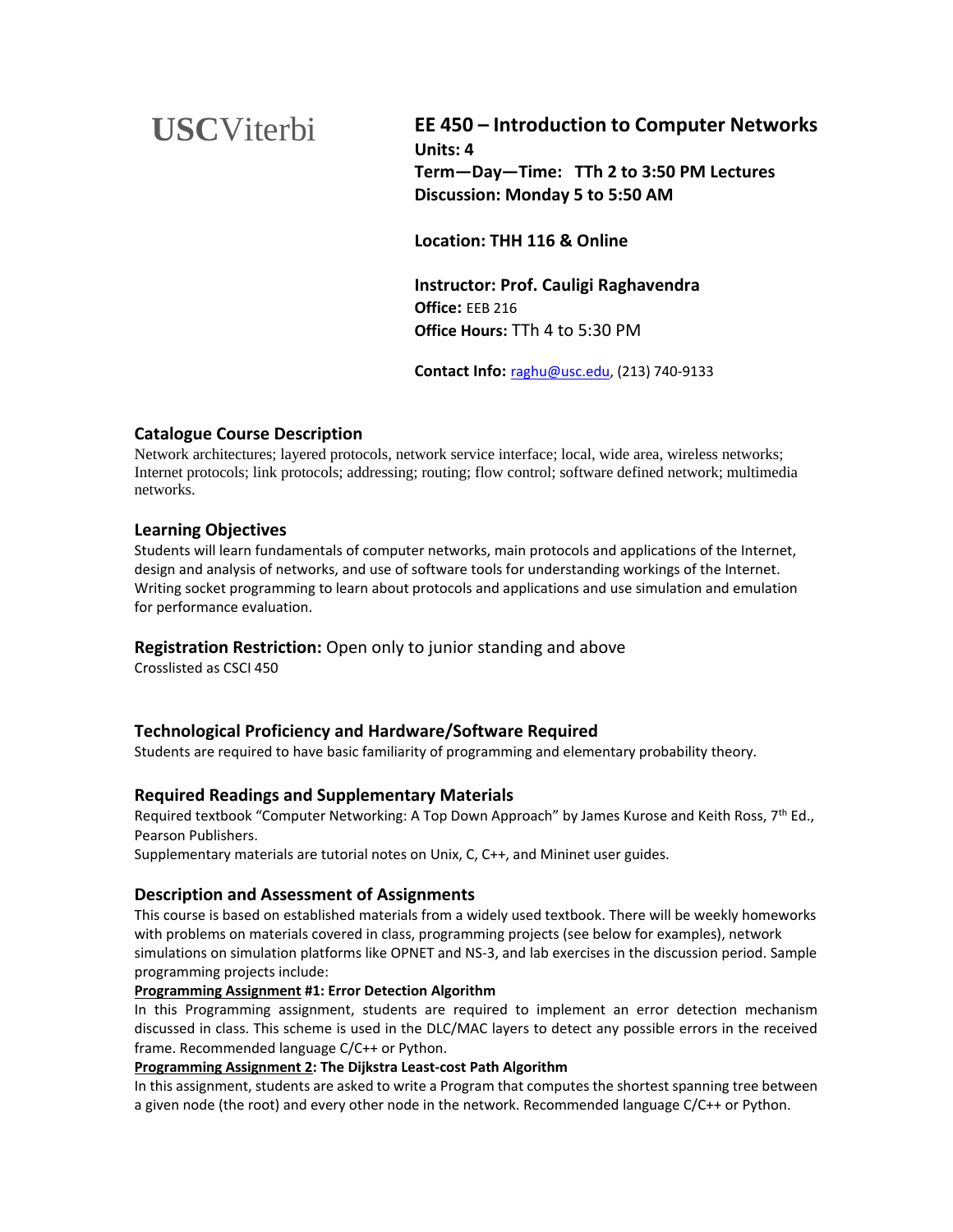USCViterbi

# EE 450 – Introduction to Computer Networks

**Units: 4**
**Term—Day—Time: TTh 2 to 3:50 PM Lectures**
**Discussion: Monday 5 to 5:50 AM**

**Location: THH 116 & Online**

**Instructor: Prof. Cauligi Raghavendra**
**Office:** EEB 216
**Office Hours:** TTh 4 to 5:30 PM

**Contact Info:** raghu@usc.edu, (213) 740-9133

## Catalogue Course Description

Network architectures; layered protocols, network service interface; local, wide area, wireless networks; Internet protocols; link protocols; addressing; routing; flow control; software defined network; multimedia networks.

## Learning Objectives

Students will learn fundamentals of computer networks, main protocols and applications of the Internet, design and analysis of networks, and use of software tools for understanding workings of the Internet. Writing socket programming to learn about protocols and applications and use simulation and emulation for performance evaluation.

**Registration Restriction:** Open only to junior standing and above
Crosslisted as CSCI 450

## Technological Proficiency and Hardware/Software Required

Students are required to have basic familiarity of programming and elementary probability theory.

## Required Readings and Supplementary Materials

Required textbook "Computer Networking: A Top Down Approach" by James Kurose and Keith Ross, 7th Ed., Pearson Publishers.
Supplementary materials are tutorial notes on Unix, C, C++, and Mininet user guides.

## Description and Assessment of Assignments

This course is based on established materials from a widely used textbook. There will be weekly homeworks with problems on materials covered in class, programming projects (see below for examples), network simulations on simulation platforms like OPNET and NS-3, and lab exercises in the discussion period. Sample programming projects include:

**Programming Assignment #1: Error Detection Algorithm**
In this Programming assignment, students are required to implement an error detection mechanism discussed in class. This scheme is used in the DLC/MAC layers to detect any possible errors in the received frame. Recommended language C/C++ or Python.

**Programming Assignment 2: The Dijkstra Least-cost Path Algorithm**
In this assignment, students are asked to write a Program that computes the shortest spanning tree between a given node (the root) and every other node in the network. Recommended language C/C++ or Python.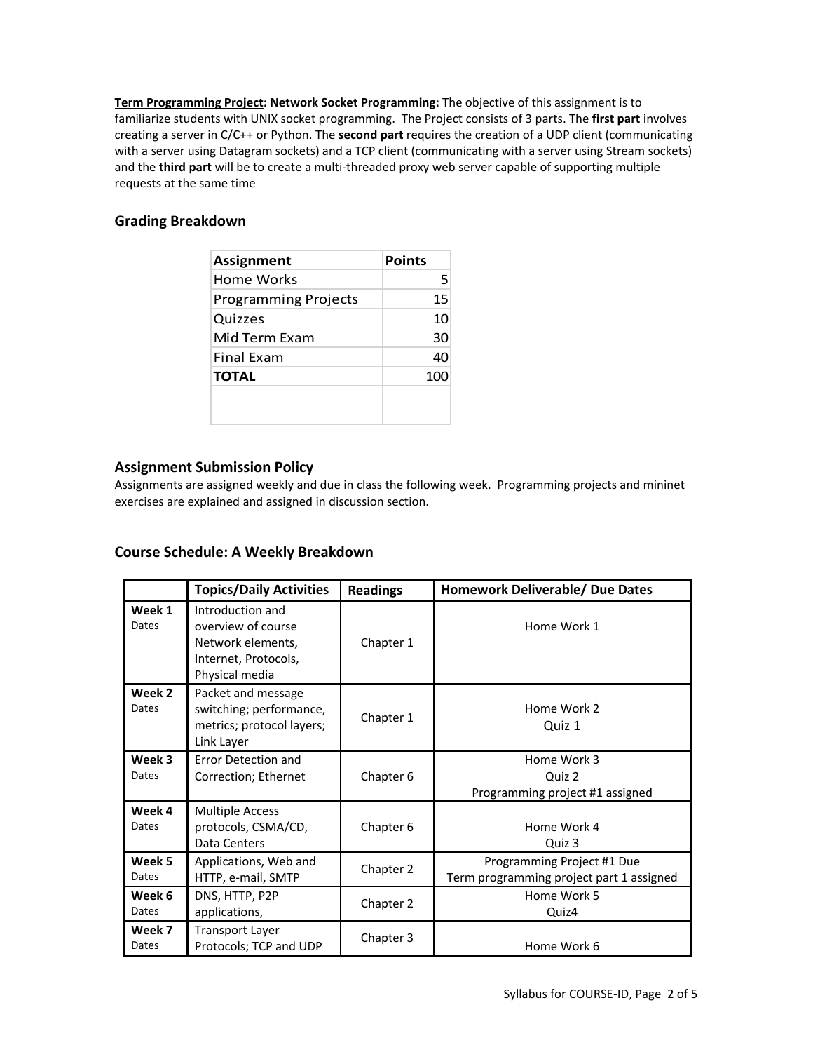**<u>Term Programming Project</u>: Network Socket Programming:** The objective of this assignment is to familiarize students with UNIX socket programming. The Project consists of 3 parts. The **first part** involves creating a server in C/C++ or Python. The **second part** requires the creation of a UDP client (communicating with a server using Datagram sockets) and a TCP client (communicating with a server using Stream sockets) and the **third part** will be to create a multi-threaded proxy web server capable of supporting multiple requests at the same time

## Grading Breakdown

| Assignment | Points |
|---|---|
| Home Works | 5 |
| Programming Projects | 15 |
| Quizzes | 10 |
| Mid Term Exam | 30 |
| Final Exam | 40 |
| **TOTAL** | 100 |
| | |
| | |

## Assignment Submission Policy

Assignments are assigned weekly and due in class the following week. Programming projects and mininet exercises are explained and assigned in discussion section.

## Course Schedule: A Weekly Breakdown

| | Topics/Daily Activities | Readings | Homework Deliverable/ Due Dates |
|---|---|---|---|
| **Week 1** Dates | Introduction and overview of course Network elements, Internet, Protocols, Physical media | Chapter 1 | Home Work 1 |
| **Week 2** Dates | Packet and message switching; performance, metrics; protocol layers; Link Layer | Chapter 1 | Home Work 2<br>Quiz 1 |
| **Week 3** Dates | Error Detection and Correction; Ethernet | Chapter 6 | Home Work 3<br>Quiz 2<br>Programming project #1 assigned |
| **Week 4** Dates | Multiple Access protocols, CSMA/CD, Data Centers | Chapter 6 | Home Work 4<br>Quiz 3 |
| **Week 5** Dates | Applications, Web and HTTP, e-mail, SMTP | Chapter 2 | Programming Project #1 Due<br>Term programming project part 1 assigned |
| **Week 6** Dates | DNS, HTTP, P2P applications, | Chapter 2 | Home Work 5<br>Quiz4 |
| **Week 7** Dates | Transport Layer Protocols; TCP and UDP | Chapter 3 | Home Work 6 |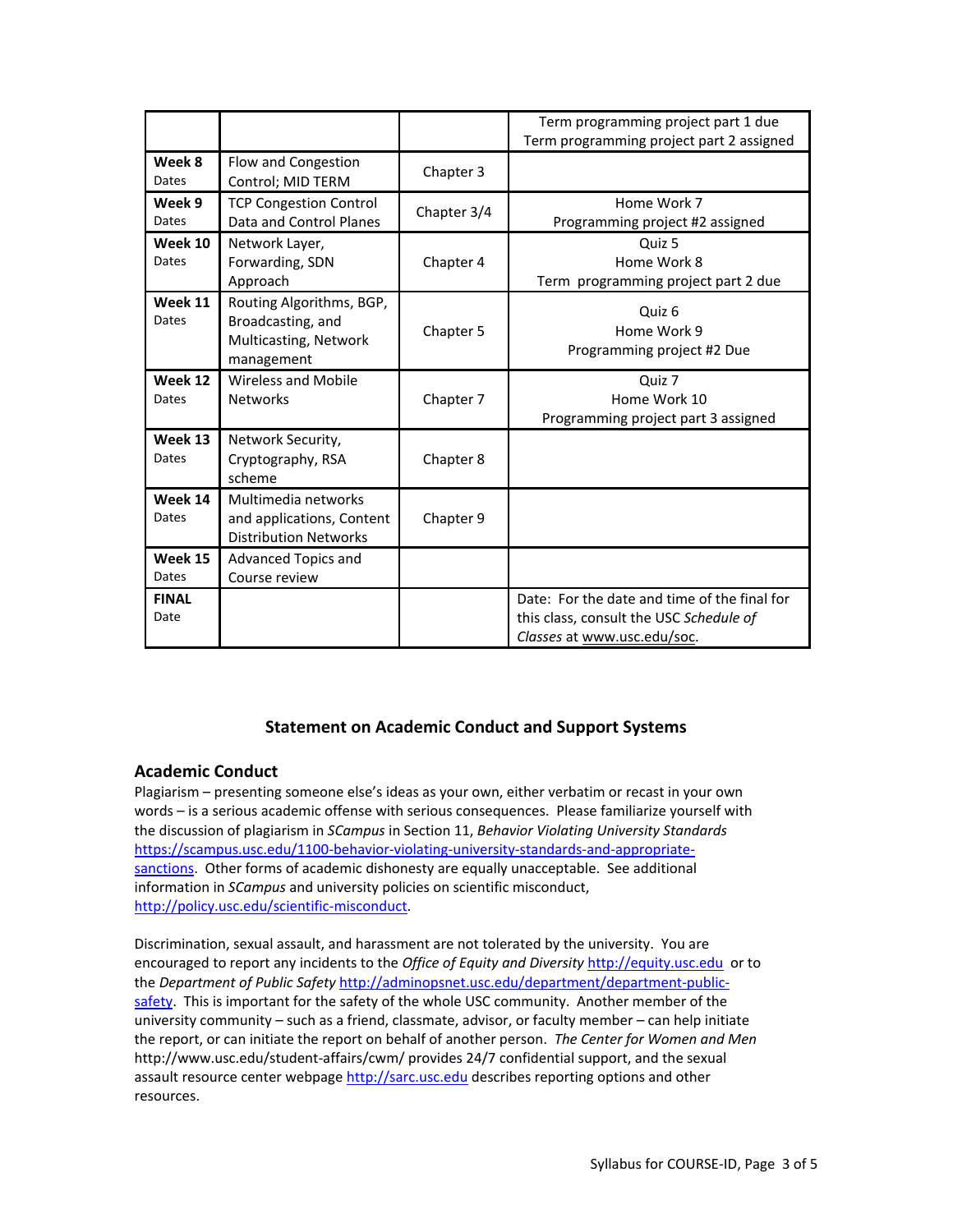| | | | |
|---|---|---|---|
| | | | Term programming project part 1 due<br>Term programming project part 2 assigned |
| **Week 8**<br>Dates | Flow and Congestion Control; MID TERM | Chapter 3 | |
| **Week 9**<br>Dates | TCP Congestion Control Data and Control Planes | Chapter 3/4 | Home Work 7<br>Programming project #2 assigned |
| **Week 10**<br>Dates | Network Layer, Forwarding, SDN Approach | Chapter 4 | Quiz 5<br>Home Work 8<br>Term programming project part 2 due |
| **Week 11**<br>Dates | Routing Algorithms, BGP, Broadcasting, and Multicasting, Network management | Chapter 5 | Quiz 6<br>Home Work 9<br>Programming project #2 Due |
| **Week 12**<br>Dates | Wireless and Mobile Networks | Chapter 7 | Quiz 7<br>Home Work 10<br>Programming project part 3 assigned |
| **Week 13**<br>Dates | Network Security, Cryptography, RSA scheme | Chapter 8 | |
| **Week 14**<br>Dates | Multimedia networks and applications, Content Distribution Networks | Chapter 9 | |
| **Week 15**<br>Dates | Advanced Topics and Course review | | |
| **FINAL**<br>Date | | | Date: For the date and time of the final for this class, consult the USC *Schedule of Classes* at www.usc.edu/soc. |

## Statement on Academic Conduct and Support Systems

### Academic Conduct

Plagiarism – presenting someone else's ideas as your own, either verbatim or recast in your own words – is a serious academic offense with serious consequences. Please familiarize yourself with the discussion of plagiarism in *SCampus* in Section 11, *Behavior Violating University Standards* https://scampus.usc.edu/1100-behavior-violating-university-standards-and-appropriate-sanctions. Other forms of academic dishonesty are equally unacceptable. See additional information in *SCampus* and university policies on scientific misconduct, http://policy.usc.edu/scientific-misconduct.

Discrimination, sexual assault, and harassment are not tolerated by the university. You are encouraged to report any incidents to the *Office of Equity and Diversity* http://equity.usc.edu or to the *Department of Public Safety* http://adminopsnet.usc.edu/department/department-public-safety. This is important for the safety of the whole USC community. Another member of the university community – such as a friend, classmate, advisor, or faculty member – can help initiate the report, or can initiate the report on behalf of another person. *The Center for Women and Men* http://www.usc.edu/student-affairs/cwm/ provides 24/7 confidential support, and the sexual assault resource center webpage http://sarc.usc.edu describes reporting options and other resources.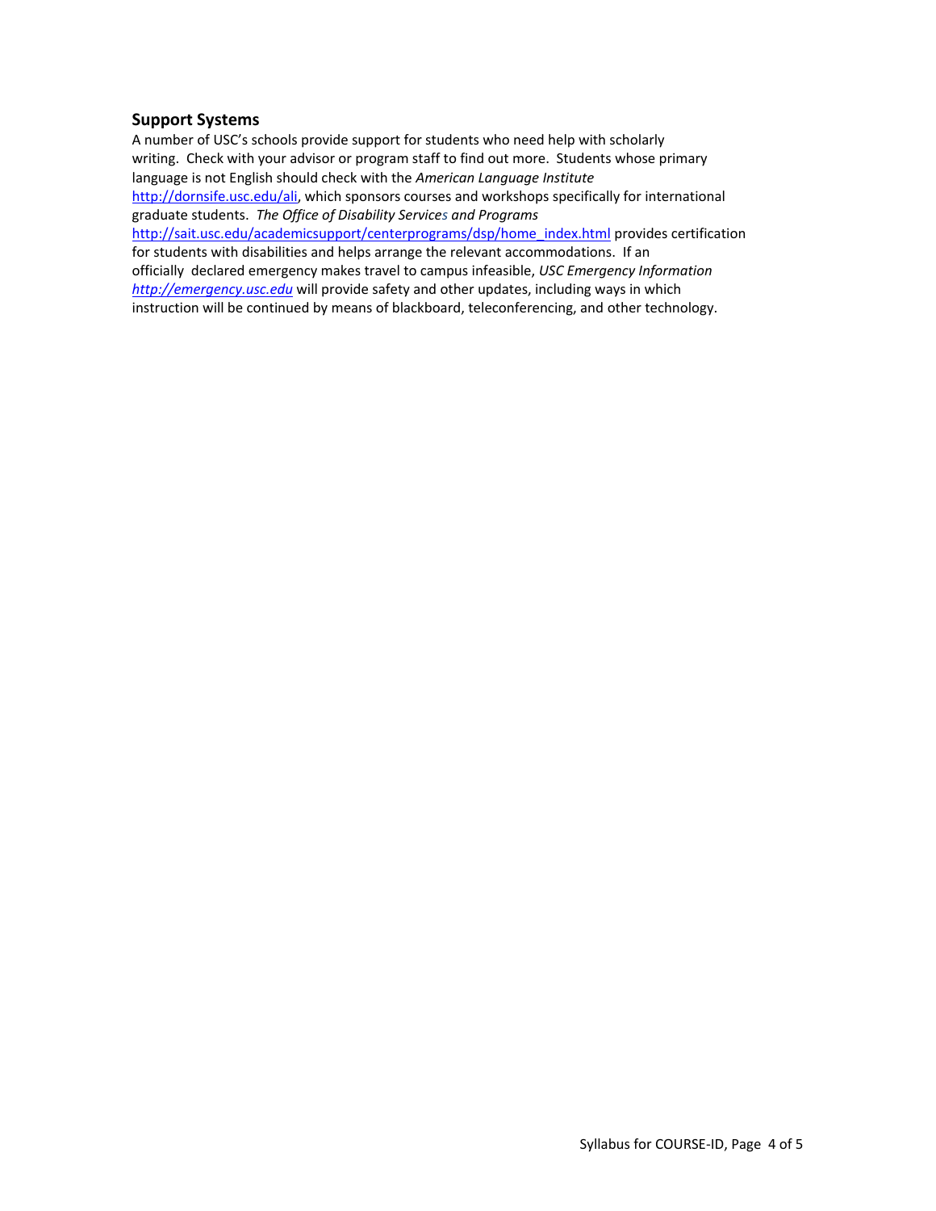### Support Systems

A number of USC's schools provide support for students who need help with scholarly writing. Check with your advisor or program staff to find out more. Students whose primary language is not English should check with the *American Language Institute* http://dornsife.usc.edu/ali, which sponsors courses and workshops specifically for international graduate students. *The Office of Disability Services and Programs* http://sait.usc.edu/academicsupport/centerprograms/dsp/home_index.html provides certification for students with disabilities and helps arrange the relevant accommodations. If an officially declared emergency makes travel to campus infeasible, *USC Emergency Information* *http://emergency.usc.edu* will provide safety and other updates, including ways in which instruction will be continued by means of blackboard, teleconferencing, and other technology.